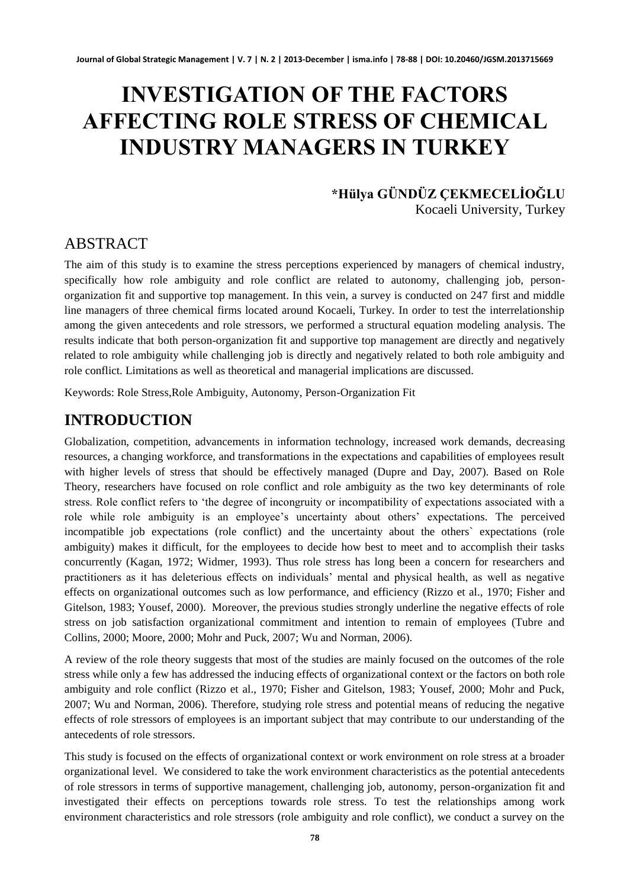# INVESTIGATION OF THE FACTORS AFFECTING ROLE STRESS OF CHEMICAL INDUSTRY MANAGERS IN TURKEY

**\*Hülya GÜNDÜZ ÇEKMECELİOĞLU**
Kocaeli University, Turkey

## ABSTRACT

The aim of this study is to examine the stress perceptions experienced by managers of chemical industry, specifically how role ambiguity and role conflict are related to autonomy, challenging job, person-organization fit and supportive top management. In this vein, a survey is conducted on 247 first and middle line managers of three chemical firms located around Kocaeli, Turkey. In order to test the interrelationship among the given antecedents and role stressors, we performed a structural equation modeling analysis. The results indicate that both person-organization fit and supportive top management are directly and negatively related to role ambiguity while challenging job is directly and negatively related to both role ambiguity and role conflict. Limitations as well as theoretical and managerial implications are discussed.

Keywords: Role Stress,Role Ambiguity, Autonomy, Person-Organization Fit

## INTRODUCTION

Globalization, competition, advancements in information technology, increased work demands, decreasing resources, a changing workforce, and transformations in the expectations and capabilities of employees result with higher levels of stress that should be effectively managed (Dupre and Day, 2007). Based on Role Theory, researchers have focused on role conflict and role ambiguity as the two key determinants of role stress. Role conflict refers to 'the degree of incongruity or incompatibility of expectations associated with a role while role ambiguity is an employee's uncertainty about others' expectations. The perceived incompatible job expectations (role conflict) and the uncertainty about the others` expectations (role ambiguity) makes it difficult, for the employees to decide how best to meet and to accomplish their tasks concurrently (Kagan, 1972; Widmer, 1993). Thus role stress has long been a concern for researchers and practitioners as it has deleterious effects on individuals' mental and physical health, as well as negative effects on organizational outcomes such as low performance, and efficiency (Rizzo et al., 1970; Fisher and Gitelson, 1983; Yousef, 2000). Moreover, the previous studies strongly underline the negative effects of role stress on job satisfaction organizational commitment and intention to remain of employees (Tubre and Collins, 2000; Moore, 2000; Mohr and Puck, 2007; Wu and Norman, 2006).

A review of the role theory suggests that most of the studies are mainly focused on the outcomes of the role stress while only a few has addressed the inducing effects of organizational context or the factors on both role ambiguity and role conflict (Rizzo et al., 1970; Fisher and Gitelson, 1983; Yousef, 2000; Mohr and Puck, 2007; Wu and Norman, 2006). Therefore, studying role stress and potential means of reducing the negative effects of role stressors of employees is an important subject that may contribute to our understanding of the antecedents of role stressors.

This study is focused on the effects of organizational context or work environment on role stress at a broader organizational level. We considered to take the work environment characteristics as the potential antecedents of role stressors in terms of supportive management, challenging job, autonomy, person-organization fit and investigated their effects on perceptions towards role stress. To test the relationships among work environment characteristics and role stressors (role ambiguity and role conflict), we conduct a survey on the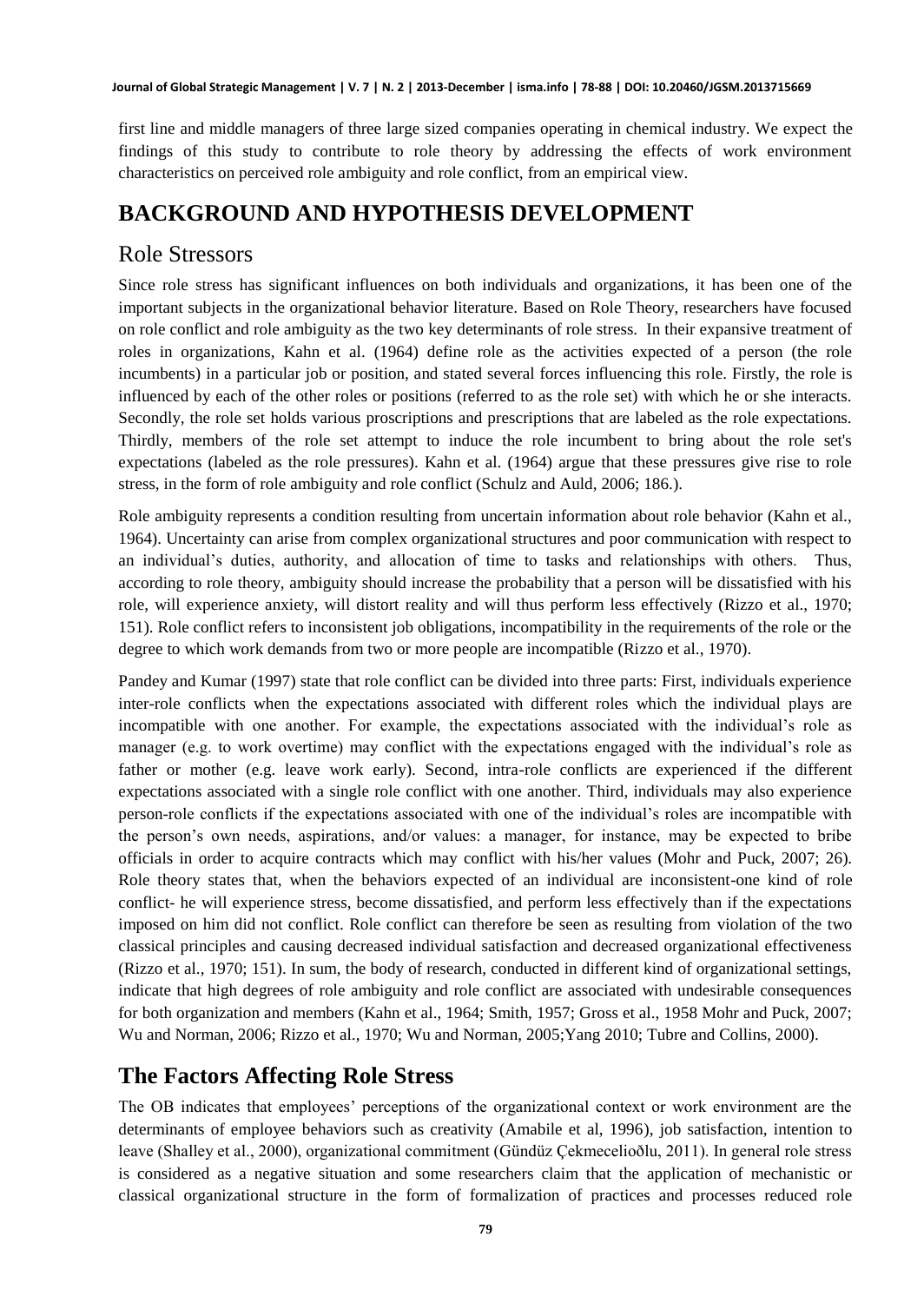first line and middle managers of three large sized companies operating in chemical industry. We expect the findings of this study to contribute to role theory by addressing the effects of work environment characteristics on perceived role ambiguity and role conflict, from an empirical view.

# BACKGROUND AND HYPOTHESIS DEVELOPMENT

## Role Stressors

Since role stress has significant influences on both individuals and organizations, it has been one of the important subjects in the organizational behavior literature. Based on Role Theory, researchers have focused on role conflict and role ambiguity as the two key determinants of role stress. In their expansive treatment of roles in organizations, Kahn et al. (1964) define role as the activities expected of a person (the role incumbents) in a particular job or position, and stated several forces influencing this role. Firstly, the role is influenced by each of the other roles or positions (referred to as the role set) with which he or she interacts. Secondly, the role set holds various proscriptions and prescriptions that are labeled as the role expectations. Thirdly, members of the role set attempt to induce the role incumbent to bring about the role set's expectations (labeled as the role pressures). Kahn et al. (1964) argue that these pressures give rise to role stress, in the form of role ambiguity and role conflict (Schulz and Auld, 2006; 186.).

Role ambiguity represents a condition resulting from uncertain information about role behavior (Kahn et al., 1964). Uncertainty can arise from complex organizational structures and poor communication with respect to an individual's duties, authority, and allocation of time to tasks and relationships with others. Thus, according to role theory, ambiguity should increase the probability that a person will be dissatisfied with his role, will experience anxiety, will distort reality and will thus perform less effectively (Rizzo et al., 1970; 151). Role conflict refers to inconsistent job obligations, incompatibility in the requirements of the role or the degree to which work demands from two or more people are incompatible (Rizzo et al., 1970).

Pandey and Kumar (1997) state that role conflict can be divided into three parts: First, individuals experience inter-role conflicts when the expectations associated with different roles which the individual plays are incompatible with one another. For example, the expectations associated with the individual's role as manager (e.g. to work overtime) may conflict with the expectations engaged with the individual's role as father or mother (e.g. leave work early). Second, intra-role conflicts are experienced if the different expectations associated with a single role conflict with one another. Third, individuals may also experience person-role conflicts if the expectations associated with one of the individual's roles are incompatible with the person's own needs, aspirations, and/or values: a manager, for instance, may be expected to bribe officials in order to acquire contracts which may conflict with his/her values (Mohr and Puck, 2007; 26). Role theory states that, when the behaviors expected of an individual are inconsistent-one kind of role conflict- he will experience stress, become dissatisfied, and perform less effectively than if the expectations imposed on him did not conflict. Role conflict can therefore be seen as resulting from violation of the two classical principles and causing decreased individual satisfaction and decreased organizational effectiveness (Rizzo et al., 1970; 151). In sum, the body of research, conducted in different kind of organizational settings, indicate that high degrees of role ambiguity and role conflict are associated with undesirable consequences for both organization and members (Kahn et al., 1964; Smith, 1957; Gross et al., 1958 Mohr and Puck, 2007; Wu and Norman, 2006; Rizzo et al., 1970; Wu and Norman, 2005;Yang 2010; Tubre and Collins, 2000).

## The Factors Affecting Role Stress

The OB indicates that employees' perceptions of the organizational context or work environment are the determinants of employee behaviors such as creativity (Amabile et al, 1996), job satisfaction, intention to leave (Shalley et al., 2000), organizational commitment (Gündüz Çekmecelioðlu, 2011). In general role stress is considered as a negative situation and some researchers claim that the application of mechanistic or classical organizational structure in the form of formalization of practices and processes reduced role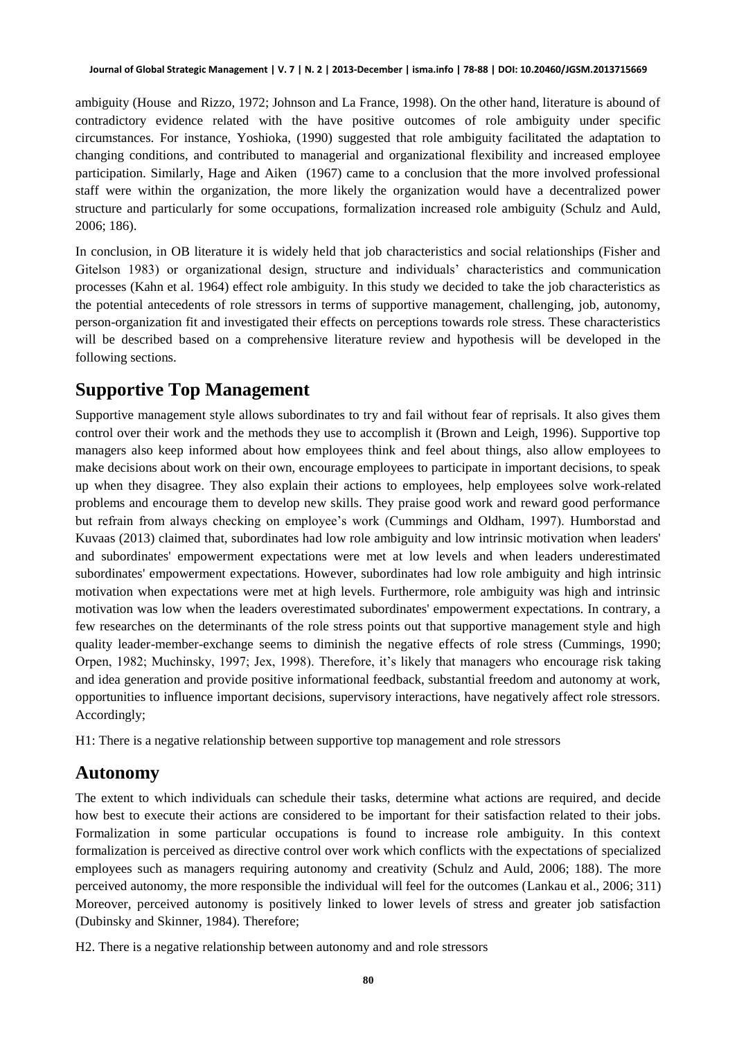ambiguity (House and Rizzo, 1972; Johnson and La France, 1998). On the other hand, literature is abound of contradictory evidence related with the have positive outcomes of role ambiguity under specific circumstances. For instance, Yoshioka, (1990) suggested that role ambiguity facilitated the adaptation to changing conditions, and contributed to managerial and organizational flexibility and increased employee participation. Similarly, Hage and Aiken (1967) came to a conclusion that the more involved professional staff were within the organization, the more likely the organization would have a decentralized power structure and particularly for some occupations, formalization increased role ambiguity (Schulz and Auld, 2006; 186).

In conclusion, in OB literature it is widely held that job characteristics and social relationships (Fisher and Gitelson 1983) or organizational design, structure and individuals' characteristics and communication processes (Kahn et al. 1964) effect role ambiguity. In this study we decided to take the job characteristics as the potential antecedents of role stressors in terms of supportive management, challenging, job, autonomy, person-organization fit and investigated their effects on perceptions towards role stress. These characteristics will be described based on a comprehensive literature review and hypothesis will be developed in the following sections.

## Supportive Top Management

Supportive management style allows subordinates to try and fail without fear of reprisals. It also gives them control over their work and the methods they use to accomplish it (Brown and Leigh, 1996). Supportive top managers also keep informed about how employees think and feel about things, also allow employees to make decisions about work on their own, encourage employees to participate in important decisions, to speak up when they disagree. They also explain their actions to employees, help employees solve work-related problems and encourage them to develop new skills. They praise good work and reward good performance but refrain from always checking on employee's work (Cummings and Oldham, 1997). Humborstad and Kuvaas (2013) claimed that, subordinates had low role ambiguity and low intrinsic motivation when leaders' and subordinates' empowerment expectations were met at low levels and when leaders underestimated subordinates' empowerment expectations. However, subordinates had low role ambiguity and high intrinsic motivation when expectations were met at high levels. Furthermore, role ambiguity was high and intrinsic motivation was low when the leaders overestimated subordinates' empowerment expectations. In contrary, a few researches on the determinants of the role stress points out that supportive management style and high quality leader-member-exchange seems to diminish the negative effects of role stress (Cummings, 1990; Orpen, 1982; Muchinsky, 1997; Jex, 1998). Therefore, it's likely that managers who encourage risk taking and idea generation and provide positive informational feedback, substantial freedom and autonomy at work, opportunities to influence important decisions, supervisory interactions, have negatively affect role stressors. Accordingly;

H1: There is a negative relationship between supportive top management and role stressors

## Autonomy

The extent to which individuals can schedule their tasks, determine what actions are required, and decide how best to execute their actions are considered to be important for their satisfaction related to their jobs. Formalization in some particular occupations is found to increase role ambiguity. In this context formalization is perceived as directive control over work which conflicts with the expectations of specialized employees such as managers requiring autonomy and creativity (Schulz and Auld, 2006; 188). The more perceived autonomy, the more responsible the individual will feel for the outcomes (Lankau et al., 2006; 311) Moreover, perceived autonomy is positively linked to lower levels of stress and greater job satisfaction (Dubinsky and Skinner, 1984). Therefore;

H2. There is a negative relationship between autonomy and and role stressors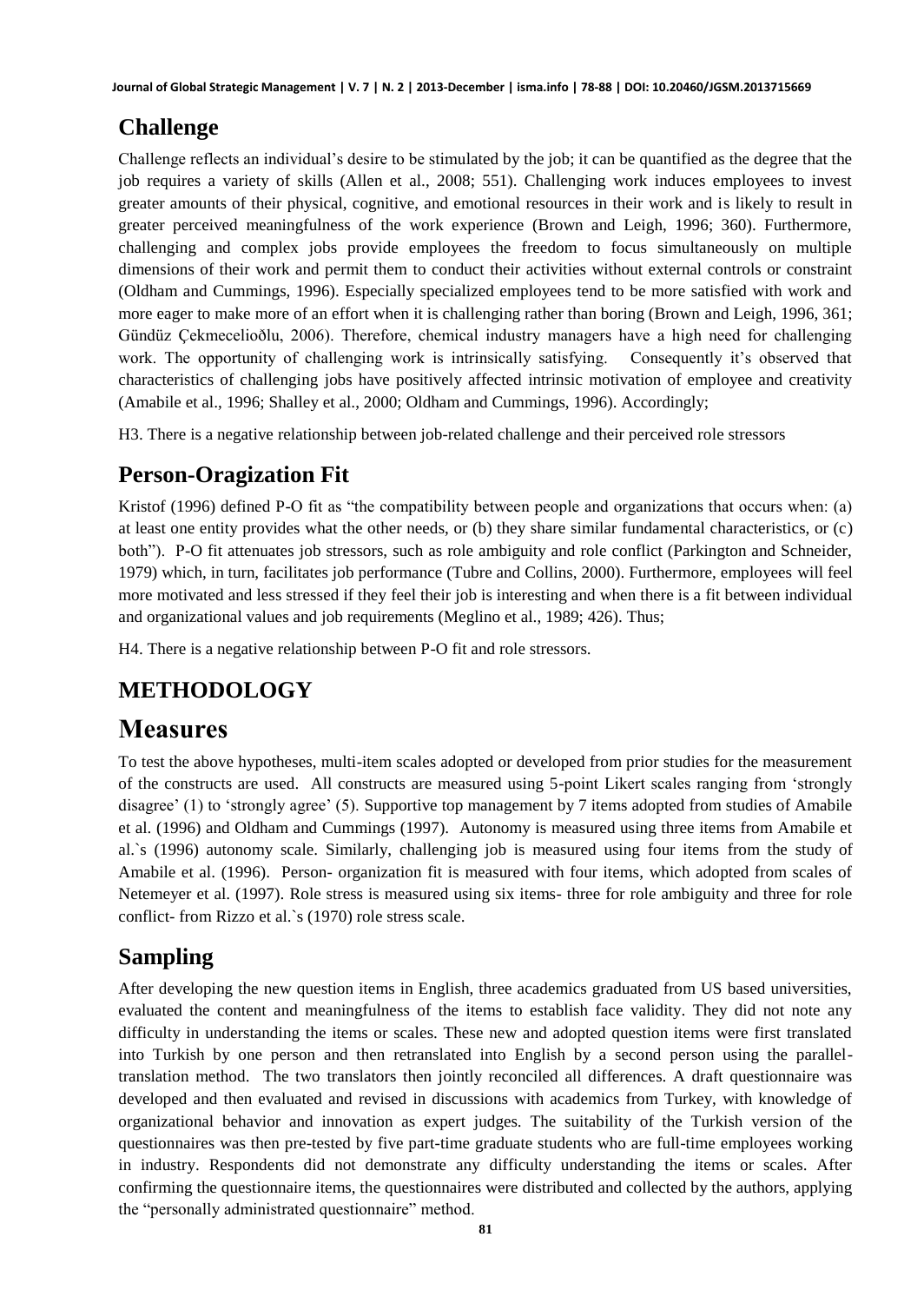## Challenge

Challenge reflects an individual's desire to be stimulated by the job; it can be quantified as the degree that the job requires a variety of skills (Allen et al., 2008; 551). Challenging work induces employees to invest greater amounts of their physical, cognitive, and emotional resources in their work and is likely to result in greater perceived meaningfulness of the work experience (Brown and Leigh, 1996; 360). Furthermore, challenging and complex jobs provide employees the freedom to focus simultaneously on multiple dimensions of their work and permit them to conduct their activities without external controls or constraint (Oldham and Cummings, 1996). Especially specialized employees tend to be more satisfied with work and more eager to make more of an effort when it is challenging rather than boring (Brown and Leigh, 1996, 361; Gündüz Çekmecelioðlu, 2006). Therefore, chemical industry managers have a high need for challenging work. The opportunity of challenging work is intrinsically satisfying. Consequently it's observed that characteristics of challenging jobs have positively affected intrinsic motivation of employee and creativity (Amabile et al., 1996; Shalley et al., 2000; Oldham and Cummings, 1996). Accordingly;

H3. There is a negative relationship between job-related challenge and their perceived role stressors

## Person-Oragization Fit

Kristof (1996) defined P-O fit as "the compatibility between people and organizations that occurs when: (a) at least one entity provides what the other needs, or (b) they share similar fundamental characteristics, or (c) both"). P-O fit attenuates job stressors, such as role ambiguity and role conflict (Parkington and Schneider, 1979) which, in turn, facilitates job performance (Tubre and Collins, 2000). Furthermore, employees will feel more motivated and less stressed if they feel their job is interesting and when there is a fit between individual and organizational values and job requirements (Meglino et al., 1989; 426). Thus;

H4. There is a negative relationship between P-O fit and role stressors.

## METHODOLOGY

## Measures

To test the above hypotheses, multi-item scales adopted or developed from prior studies for the measurement of the constructs are used. All constructs are measured using 5-point Likert scales ranging from 'strongly disagree' (1) to 'strongly agree' (5). Supportive top management by 7 items adopted from studies of Amabile et al. (1996) and Oldham and Cummings (1997). Autonomy is measured using three items from Amabile et al.`s (1996) autonomy scale. Similarly, challenging job is measured using four items from the study of Amabile et al. (1996). Person- organization fit is measured with four items, which adopted from scales of Netemeyer et al. (1997). Role stress is measured using six items- three for role ambiguity and three for role conflict- from Rizzo et al.`s (1970) role stress scale.

## Sampling

After developing the new question items in English, three academics graduated from US based universities, evaluated the content and meaningfulness of the items to establish face validity. They did not note any difficulty in understanding the items or scales. These new and adopted question items were first translated into Turkish by one person and then retranslated into English by a second person using the parallel-translation method. The two translators then jointly reconciled all differences. A draft questionnaire was developed and then evaluated and revised in discussions with academics from Turkey, with knowledge of organizational behavior and innovation as expert judges. The suitability of the Turkish version of the questionnaires was then pre-tested by five part-time graduate students who are full-time employees working in industry. Respondents did not demonstrate any difficulty understanding the items or scales. After confirming the questionnaire items, the questionnaires were distributed and collected by the authors, applying the "personally administrated questionnaire" method.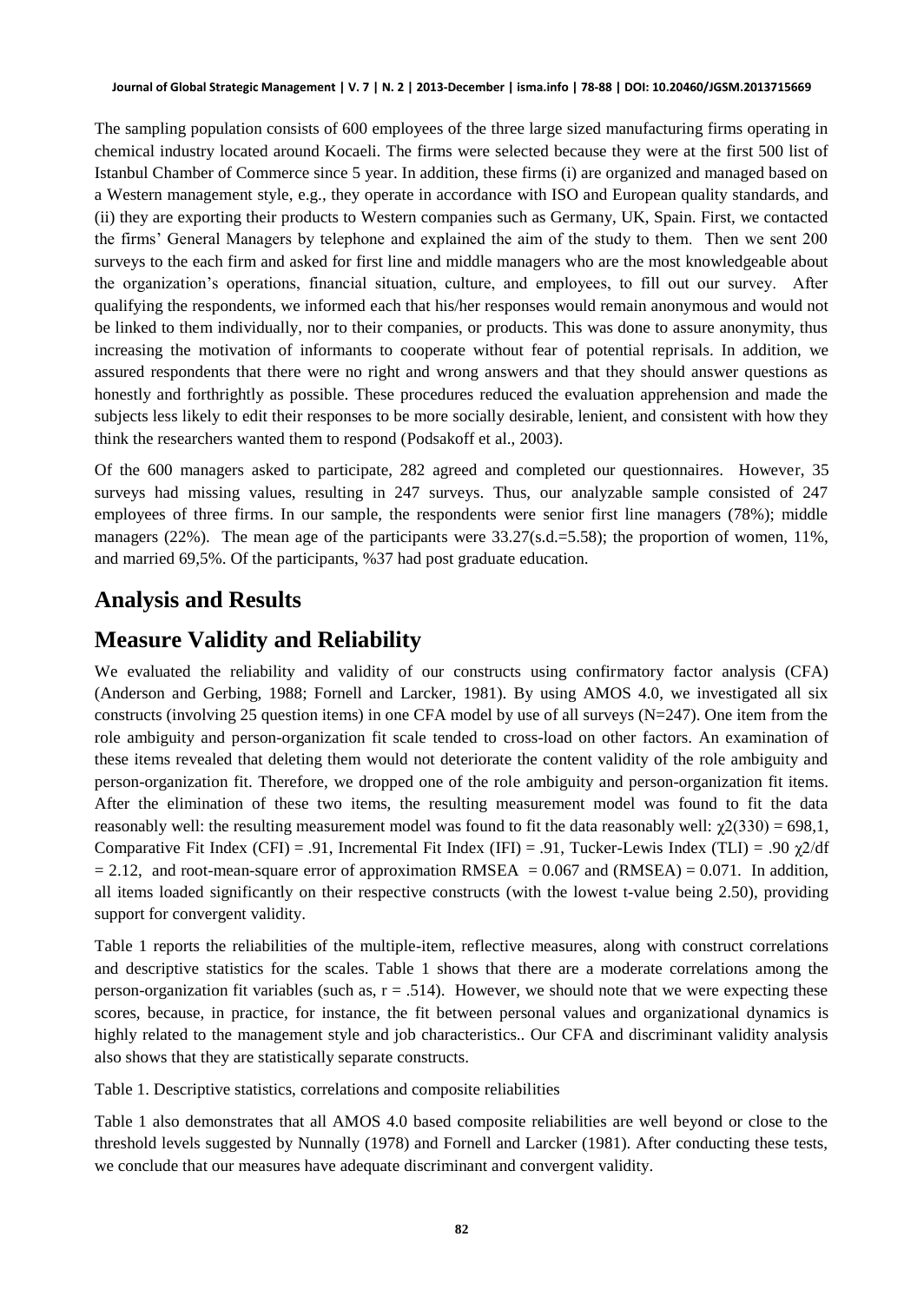The sampling population consists of 600 employees of the three large sized manufacturing firms operating in chemical industry located around Kocaeli. The firms were selected because they were at the first 500 list of Istanbul Chamber of Commerce since 5 year. In addition, these firms (i) are organized and managed based on a Western management style, e.g., they operate in accordance with ISO and European quality standards, and (ii) they are exporting their products to Western companies such as Germany, UK, Spain. First, we contacted the firms' General Managers by telephone and explained the aim of the study to them. Then we sent 200 surveys to the each firm and asked for first line and middle managers who are the most knowledgeable about the organization's operations, financial situation, culture, and employees, to fill out our survey. After qualifying the respondents, we informed each that his/her responses would remain anonymous and would not be linked to them individually, nor to their companies, or products. This was done to assure anonymity, thus increasing the motivation of informants to cooperate without fear of potential reprisals. In addition, we assured respondents that there were no right and wrong answers and that they should answer questions as honestly and forthrightly as possible. These procedures reduced the evaluation apprehension and made the subjects less likely to edit their responses to be more socially desirable, lenient, and consistent with how they think the researchers wanted them to respond (Podsakoff et al., 2003).

Of the 600 managers asked to participate, 282 agreed and completed our questionnaires. However, 35 surveys had missing values, resulting in 247 surveys. Thus, our analyzable sample consisted of 247 employees of three firms. In our sample, the respondents were senior first line managers (78%); middle managers (22%). The mean age of the participants were 33.27(s.d.=5.58); the proportion of women, 11%, and married 69,5%. Of the participants, %37 had post graduate education.

## Analysis and Results

## Measure Validity and Reliability

We evaluated the reliability and validity of our constructs using confirmatory factor analysis (CFA) (Anderson and Gerbing, 1988; Fornell and Larcker, 1981). By using AMOS 4.0, we investigated all six constructs (involving 25 question items) in one CFA model by use of all surveys (N=247). One item from the role ambiguity and person-organization fit scale tended to cross-load on other factors. An examination of these items revealed that deleting them would not deteriorate the content validity of the role ambiguity and person-organization fit. Therefore, we dropped one of the role ambiguity and person-organization fit items. After the elimination of these two items, the resulting measurement model was found to fit the data reasonably well: the resulting measurement model was found to fit the data reasonably well: $\chi 2(330) = 698,1$, Comparative Fit Index (CFI) = .91, Incremental Fit Index (IFI) = .91, Tucker-Lewis Index (TLI) = .90 $\chi 2/\text{df} = 2.12$, and root-mean-square error of approximation RMSEA = 0.067 and (RMSEA) = 0.071. In addition, all items loaded significantly on their respective constructs (with the lowest t-value being 2.50), providing support for convergent validity.

Table 1 reports the reliabilities of the multiple-item, reflective measures, along with construct correlations and descriptive statistics for the scales. Table 1 shows that there are a moderate correlations among the person-organization fit variables (such as, r = .514). However, we should note that we were expecting these scores, because, in practice, for instance, the fit between personal values and organizational dynamics is highly related to the management style and job characteristics.. Our CFA and discriminant validity analysis also shows that they are statistically separate constructs.

Table 1. Descriptive statistics, correlations and composite reliabilities

Table 1 also demonstrates that all AMOS 4.0 based composite reliabilities are well beyond or close to the threshold levels suggested by Nunnally (1978) and Fornell and Larcker (1981). After conducting these tests, we conclude that our measures have adequate discriminant and convergent validity.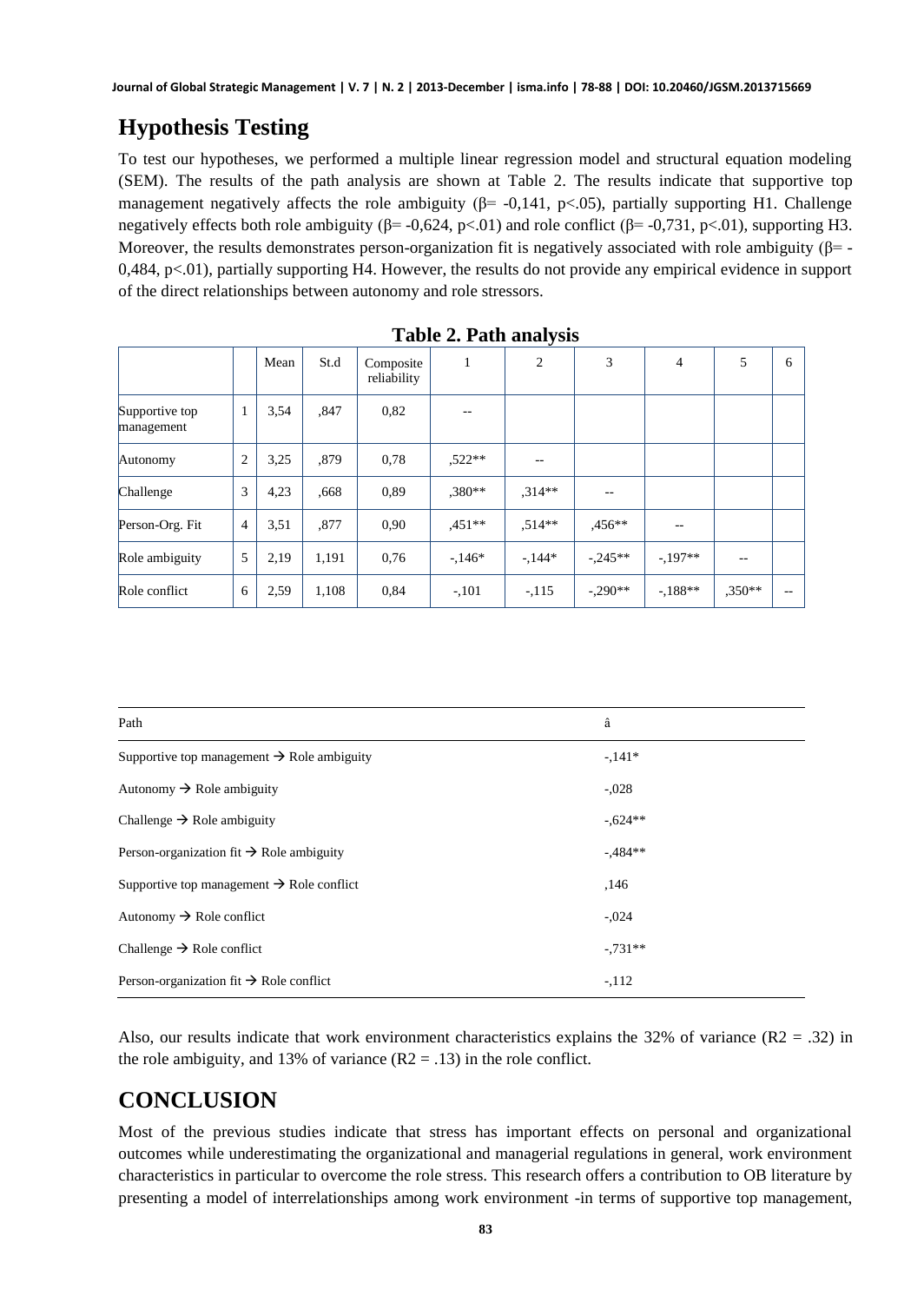## Hypothesis Testing

To test our hypotheses, we performed a multiple linear regression model and structural equation modeling (SEM). The results of the path analysis are shown at Table 2. The results indicate that supportive top management negatively affects the role ambiguity (β= -0,141, p<.05), partially supporting H1. Challenge negatively effects both role ambiguity (β= -0,624, p<.01) and role conflict (β= -0,731, p<.01), supporting H3. Moreover, the results demonstrates person-organization fit is negatively associated with role ambiguity (β= -0,484, p<.01), partially supporting H4. However, the results do not provide any empirical evidence in support of the direct relationships between autonomy and role stressors.

**Table 2. Path analysis**

| | | Mean | St.d | Composite reliability | 1 | 2 | 3 | 4 | 5 | 6 |
|---|---|---|---|---|---|---|---|---|---|---|
| Supportive top management | 1 | 3,54 | ,847 | 0,82 | -- | | | | | |
| Autonomy | 2 | 3,25 | ,879 | 0,78 | ,522** | -- | | | | |
| Challenge | 3 | 4,23 | ,668 | 0,89 | ,380** | ,314** | -- | | | |
| Person-Org. Fit | 4 | 3,51 | ,877 | 0,90 | ,451** | ,514** | ,456** | -- | | |
| Role ambiguity | 5 | 2,19 | 1,191 | 0,76 | -,146* | -,144* | -,245** | -,197** | -- | |
| Role conflict | 6 | 2,59 | 1,108 | 0,84 | -,101 | -,115 | -,290** | -,188** | ,350** | -- |

| Path | â |
|---|---|
| Supportive top management → Role ambiguity | -,141* |
| Autonomy → Role ambiguity | -,028 |
| Challenge → Role ambiguity | -,624** |
| Person-organization fit → Role ambiguity | -,484** |
| Supportive top management → Role conflict | ,146 |
| Autonomy → Role conflict | -,024 |
| Challenge → Role conflict | -,731** |
| Person-organization fit → Role conflict | -,112 |

Also, our results indicate that work environment characteristics explains the 32% of variance ($R^2$ = .32) in the role ambiguity, and 13% of variance ($R^2$ = .13) in the role conflict.

## CONCLUSION

Most of the previous studies indicate that stress has important effects on personal and organizational outcomes while underestimating the organizational and managerial regulations in general, work environment characteristics in particular to overcome the role stress. This research offers a contribution to OB literature by presenting a model of interrelationships among work environment -in terms of supportive top management,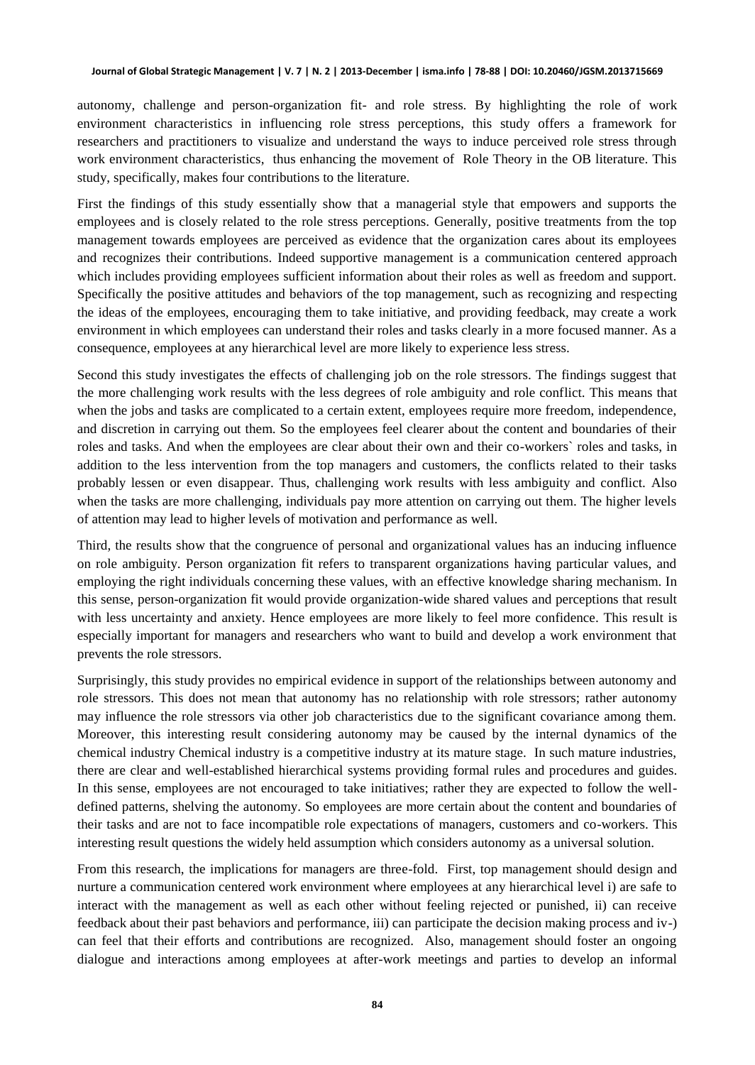autonomy, challenge and person-organization fit- and role stress. By highlighting the role of work environment characteristics in influencing role stress perceptions, this study offers a framework for researchers and practitioners to visualize and understand the ways to induce perceived role stress through work environment characteristics, thus enhancing the movement of Role Theory in the OB literature. This study, specifically, makes four contributions to the literature.

First the findings of this study essentially show that a managerial style that empowers and supports the employees and is closely related to the role stress perceptions. Generally, positive treatments from the top management towards employees are perceived as evidence that the organization cares about its employees and recognizes their contributions. Indeed supportive management is a communication centered approach which includes providing employees sufficient information about their roles as well as freedom and support. Specifically the positive attitudes and behaviors of the top management, such as recognizing and respecting the ideas of the employees, encouraging them to take initiative, and providing feedback, may create a work environment in which employees can understand their roles and tasks clearly in a more focused manner. As a consequence, employees at any hierarchical level are more likely to experience less stress.

Second this study investigates the effects of challenging job on the role stressors. The findings suggest that the more challenging work results with the less degrees of role ambiguity and role conflict. This means that when the jobs and tasks are complicated to a certain extent, employees require more freedom, independence, and discretion in carrying out them. So the employees feel clearer about the content and boundaries of their roles and tasks. And when the employees are clear about their own and their co-workers` roles and tasks, in addition to the less intervention from the top managers and customers, the conflicts related to their tasks probably lessen or even disappear. Thus, challenging work results with less ambiguity and conflict. Also when the tasks are more challenging, individuals pay more attention on carrying out them. The higher levels of attention may lead to higher levels of motivation and performance as well.

Third, the results show that the congruence of personal and organizational values has an inducing influence on role ambiguity. Person organization fit refers to transparent organizations having particular values, and employing the right individuals concerning these values, with an effective knowledge sharing mechanism. In this sense, person-organization fit would provide organization-wide shared values and perceptions that result with less uncertainty and anxiety. Hence employees are more likely to feel more confidence. This result is especially important for managers and researchers who want to build and develop a work environment that prevents the role stressors.

Surprisingly, this study provides no empirical evidence in support of the relationships between autonomy and role stressors. This does not mean that autonomy has no relationship with role stressors; rather autonomy may influence the role stressors via other job characteristics due to the significant covariance among them. Moreover, this interesting result considering autonomy may be caused by the internal dynamics of the chemical industry Chemical industry is a competitive industry at its mature stage. In such mature industries, there are clear and well-established hierarchical systems providing formal rules and procedures and guides. In this sense, employees are not encouraged to take initiatives; rather they are expected to follow the well-defined patterns, shelving the autonomy. So employees are more certain about the content and boundaries of their tasks and are not to face incompatible role expectations of managers, customers and co-workers. This interesting result questions the widely held assumption which considers autonomy as a universal solution.

From this research, the implications for managers are three-fold. First, top management should design and nurture a communication centered work environment where employees at any hierarchical level i) are safe to interact with the management as well as each other without feeling rejected or punished, ii) can receive feedback about their past behaviors and performance, iii) can participate the decision making process and iv-) can feel that their efforts and contributions are recognized. Also, management should foster an ongoing dialogue and interactions among employees at after-work meetings and parties to develop an informal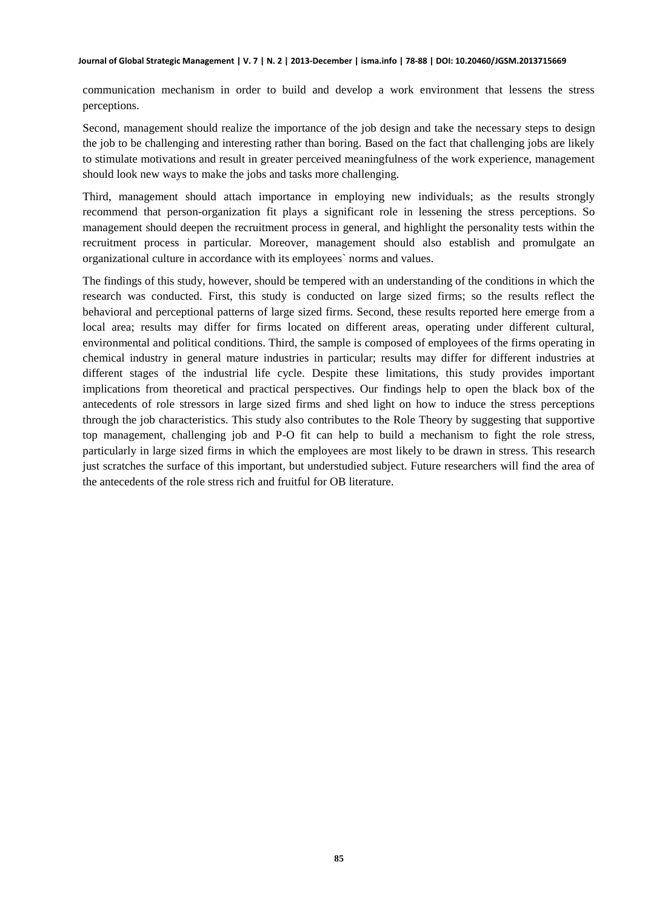communication mechanism in order to build and develop a work environment that lessens the stress perceptions.

Second, management should realize the importance of the job design and take the necessary steps to design the job to be challenging and interesting rather than boring. Based on the fact that challenging jobs are likely to stimulate motivations and result in greater perceived meaningfulness of the work experience, management should look new ways to make the jobs and tasks more challenging.

Third, management should attach importance in employing new individuals; as the results strongly recommend that person-organization fit plays a significant role in lessening the stress perceptions. So management should deepen the recruitment process in general, and highlight the personality tests within the recruitment process in particular. Moreover, management should also establish and promulgate an organizational culture in accordance with its employees` norms and values.

The findings of this study, however, should be tempered with an understanding of the conditions in which the research was conducted. First, this study is conducted on large sized firms; so the results reflect the behavioral and perceptional patterns of large sized firms. Second, these results reported here emerge from a local area; results may differ for firms located on different areas, operating under different cultural, environmental and political conditions. Third, the sample is composed of employees of the firms operating in chemical industry in general mature industries in particular; results may differ for different industries at different stages of the industrial life cycle. Despite these limitations, this study provides important implications from theoretical and practical perspectives. Our findings help to open the black box of the antecedents of role stressors in large sized firms and shed light on how to induce the stress perceptions through the job characteristics. This study also contributes to the Role Theory by suggesting that supportive top management, challenging job and P-O fit can help to build a mechanism to fight the role stress, particularly in large sized firms in which the employees are most likely to be drawn in stress. This research just scratches the surface of this important, but understudied subject. Future researchers will find the area of the antecedents of the role stress rich and fruitful for OB literature.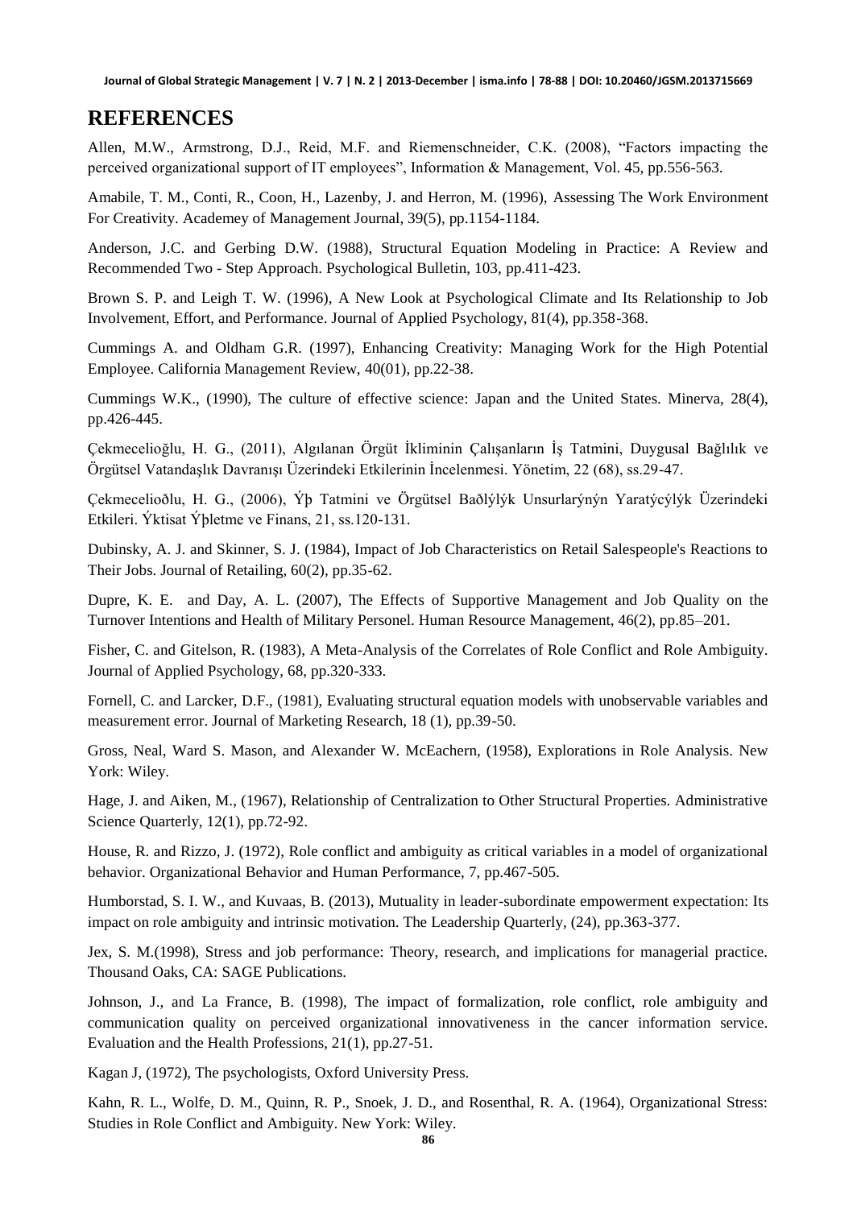## REFERENCES

Allen, M.W., Armstrong, D.J., Reid, M.F. and Riemenschneider, C.K. (2008), "Factors impacting the perceived organizational support of IT employees", Information & Management, Vol. 45, pp.556-563.

Amabile, T. M., Conti, R., Coon, H., Lazenby, J. and Herron, M. (1996), Assessing The Work Environment For Creativity. Academey of Management Journal, 39(5), pp.1154-1184.

Anderson, J.C. and Gerbing D.W. (1988), Structural Equation Modeling in Practice: A Review and Recommended Two - Step Approach. Psychological Bulletin, 103, pp.411-423.

Brown S. P. and Leigh T. W. (1996), A New Look at Psychological Climate and Its Relationship to Job Involvement, Effort, and Performance. Journal of Applied Psychology, 81(4), pp.358-368.

Cummings A. and Oldham G.R. (1997), Enhancing Creativity: Managing Work for the High Potential Employee. California Management Review, 40(01), pp.22-38.

Cummings W.K., (1990), The culture of effective science: Japan and the United States. Minerva, 28(4), pp.426-445.

Çekmecelioğlu, H. G., (2011), Algılanan Örgüt İkliminin Çalışanların İş Tatmini, Duygusal Bağlılık ve Örgütsel Vatandaşlık Davranışı Üzerindeki Etkilerinin İncelenmesi. Yönetim, 22 (68), ss.29-47.

Çekmecelioðlu, H. G., (2006), Ýþ Tatmini ve Örgütsel Baðlýlýk Unsurlarýnýn Yaratýcýlýk Üzerindeki Etkileri. Ýktisat Ýþletme ve Finans, 21, ss.120-131.

Dubinsky, A. J. and Skinner, S. J. (1984), Impact of Job Characteristics on Retail Salespeople's Reactions to Their Jobs. Journal of Retailing, 60(2), pp.35-62.

Dupre, K. E. and Day, A. L. (2007), The Effects of Supportive Management and Job Quality on the Turnover Intentions and Health of Military Personel. Human Resource Management, 46(2), pp.85–201.

Fisher, C. and Gitelson, R. (1983), A Meta-Analysis of the Correlates of Role Conflict and Role Ambiguity. Journal of Applied Psychology, 68, pp.320-333.

Fornell, C. and Larcker, D.F., (1981), Evaluating structural equation models with unobservable variables and measurement error. Journal of Marketing Research, 18 (1), pp.39-50.

Gross, Neal, Ward S. Mason, and Alexander W. McEachern, (1958), Explorations in Role Analysis. New York: Wiley.

Hage, J. and Aiken, M., (1967), Relationship of Centralization to Other Structural Properties. Administrative Science Quarterly, 12(1), pp.72-92.

House, R. and Rizzo, J. (1972), Role conflict and ambiguity as critical variables in a model of organizational behavior. Organizational Behavior and Human Performance, 7, pp.467-505.

Humborstad, S. I. W., and Kuvaas, B. (2013), Mutuality in leader-subordinate empowerment expectation: Its impact on role ambiguity and intrinsic motivation. The Leadership Quarterly, (24), pp.363-377.

Jex, S. M.(1998), Stress and job performance: Theory, research, and implications for managerial practice. Thousand Oaks, CA: SAGE Publications.

Johnson, J., and La France, B. (1998), The impact of formalization, role conflict, role ambiguity and communication quality on perceived organizational innovativeness in the cancer information service. Evaluation and the Health Professions, 21(1), pp.27-51.

Kagan J, (1972), The psychologists, Oxford University Press.

Kahn, R. L., Wolfe, D. M., Quinn, R. P., Snoek, J. D., and Rosenthal, R. A. (1964), Organizational Stress: Studies in Role Conflict and Ambiguity. New York: Wiley.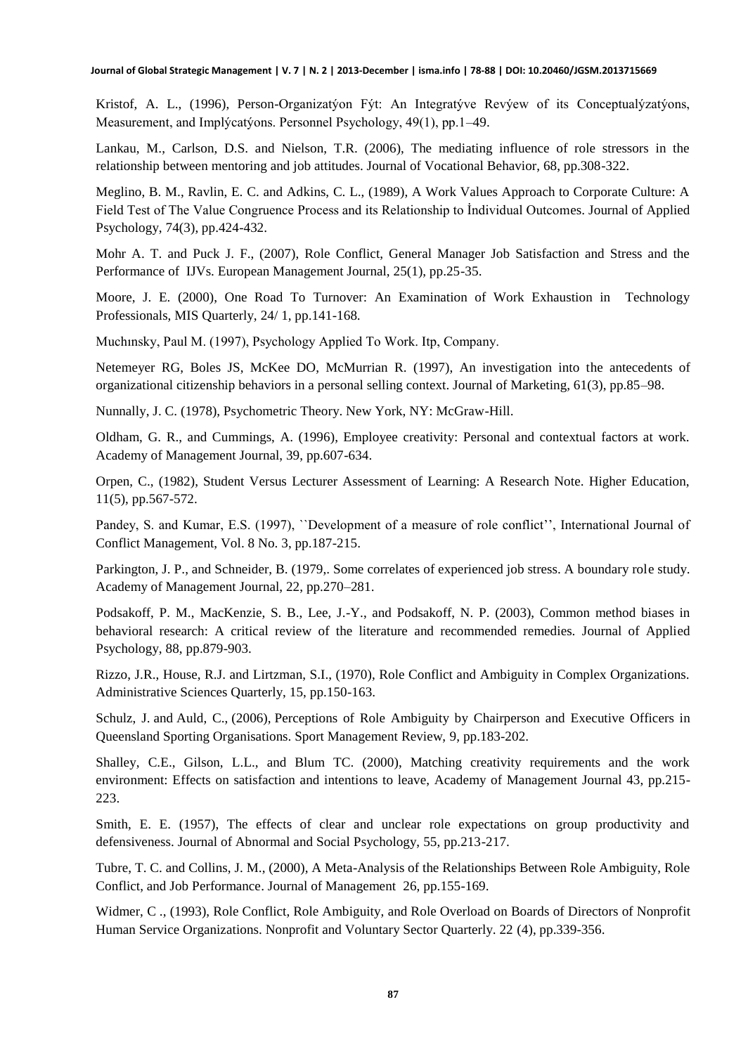Kristof, A. L., (1996), Person-Organizatýon Fýt: An Integratýve Revýew of its Conceptualýzatýons, Measurement, and Implýcatýons. Personnel Psychology, 49(1), pp.1–49.

Lankau, M., Carlson, D.S. and Nielson, T.R. (2006), The mediating influence of role stressors in the relationship between mentoring and job attitudes. Journal of Vocational Behavior, 68, pp.308-322.

Meglino, B. M., Ravlin, E. C. and Adkins, C. L., (1989), A Work Values Approach to Corporate Culture: A Field Test of The Value Congruence Process and its Relationship to İndividual Outcomes. Journal of Applied Psychology, 74(3), pp.424-432.

Mohr A. T. and Puck J. F., (2007), Role Conflict, General Manager Job Satisfaction and Stress and the Performance of IJVs. European Management Journal, 25(1), pp.25-35.

Moore, J. E. (2000), One Road To Turnover: An Examination of Work Exhaustion in Technology Professionals, MIS Quarterly, 24/ 1, pp.141-168.

Muchınsky, Paul M. (1997), Psychology Applied To Work. Itp, Company.

Netemeyer RG, Boles JS, McKee DO, McMurrian R. (1997), An investigation into the antecedents of organizational citizenship behaviors in a personal selling context. Journal of Marketing, 61(3), pp.85–98.

Nunnally, J. C. (1978), Psychometric Theory. New York, NY: McGraw-Hill.

Oldham, G. R., and Cummings, A. (1996), Employee creativity: Personal and contextual factors at work. Academy of Management Journal, 39, pp.607-634.

Orpen, C., (1982), Student Versus Lecturer Assessment of Learning: A Research Note. Higher Education, 11(5), pp.567-572.

Pandey, S. and Kumar, E.S. (1997), ``Development of a measure of role conflict'', International Journal of Conflict Management, Vol. 8 No. 3, pp.187-215.

Parkington, J. P., and Schneider, B. (1979,. Some correlates of experienced job stress. A boundary role study. Academy of Management Journal, 22, pp.270–281.

Podsakoff, P. M., MacKenzie, S. B., Lee, J.-Y., and Podsakoff, N. P. (2003), Common method biases in behavioral research: A critical review of the literature and recommended remedies. Journal of Applied Psychology, 88, pp.879-903.

Rizzo, J.R., House, R.J. and Lirtzman, S.I., (1970), Role Conflict and Ambiguity in Complex Organizations. Administrative Sciences Quarterly, 15, pp.150-163.

Schulz, J. and Auld, C., (2006), Perceptions of Role Ambiguity by Chairperson and Executive Officers in Queensland Sporting Organisations. Sport Management Review, 9, pp.183-202.

Shalley, C.E., Gilson, L.L., and Blum TC. (2000), Matching creativity requirements and the work environment: Effects on satisfaction and intentions to leave, Academy of Management Journal 43, pp.215-223.

Smith, E. E. (1957), The effects of clear and unclear role expectations on group productivity and defensiveness. Journal of Abnormal and Social Psychology, 55, pp.213-217.

Tubre, T. C. and Collins, J. M., (2000), A Meta-Analysis of the Relationships Between Role Ambiguity, Role Conflict, and Job Performance. Journal of Management 26, pp.155-169.

Widmer, C ., (1993), Role Conflict, Role Ambiguity, and Role Overload on Boards of Directors of Nonprofit Human Service Organizations. Nonprofit and Voluntary Sector Quarterly. 22 (4), pp.339-356.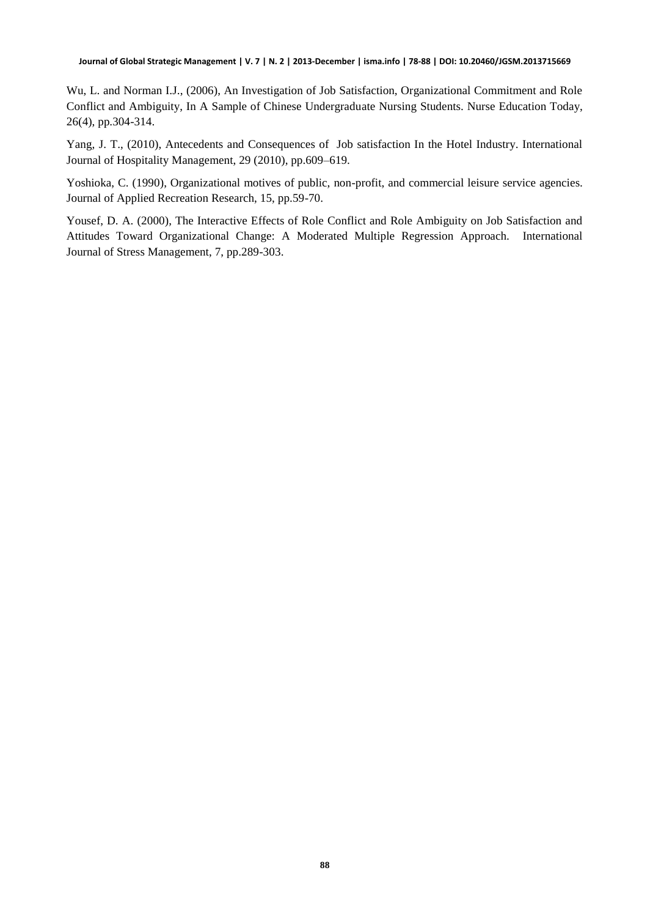Wu, L. and Norman I.J., (2006), An Investigation of Job Satisfaction, Organizational Commitment and Role Conflict and Ambiguity, In A Sample of Chinese Undergraduate Nursing Students. Nurse Education Today, 26(4), pp.304-314.

Yang, J. T., (2010), Antecedents and Consequences of Job satisfaction In the Hotel Industry. International Journal of Hospitality Management, 29 (2010), pp.609–619.

Yoshioka, C. (1990), Organizational motives of public, non-profit, and commercial leisure service agencies. Journal of Applied Recreation Research, 15, pp.59-70.

Yousef, D. A. (2000), The Interactive Effects of Role Conflict and Role Ambiguity on Job Satisfaction and Attitudes Toward Organizational Change: A Moderated Multiple Regression Approach. International Journal of Stress Management, 7, pp.289-303.